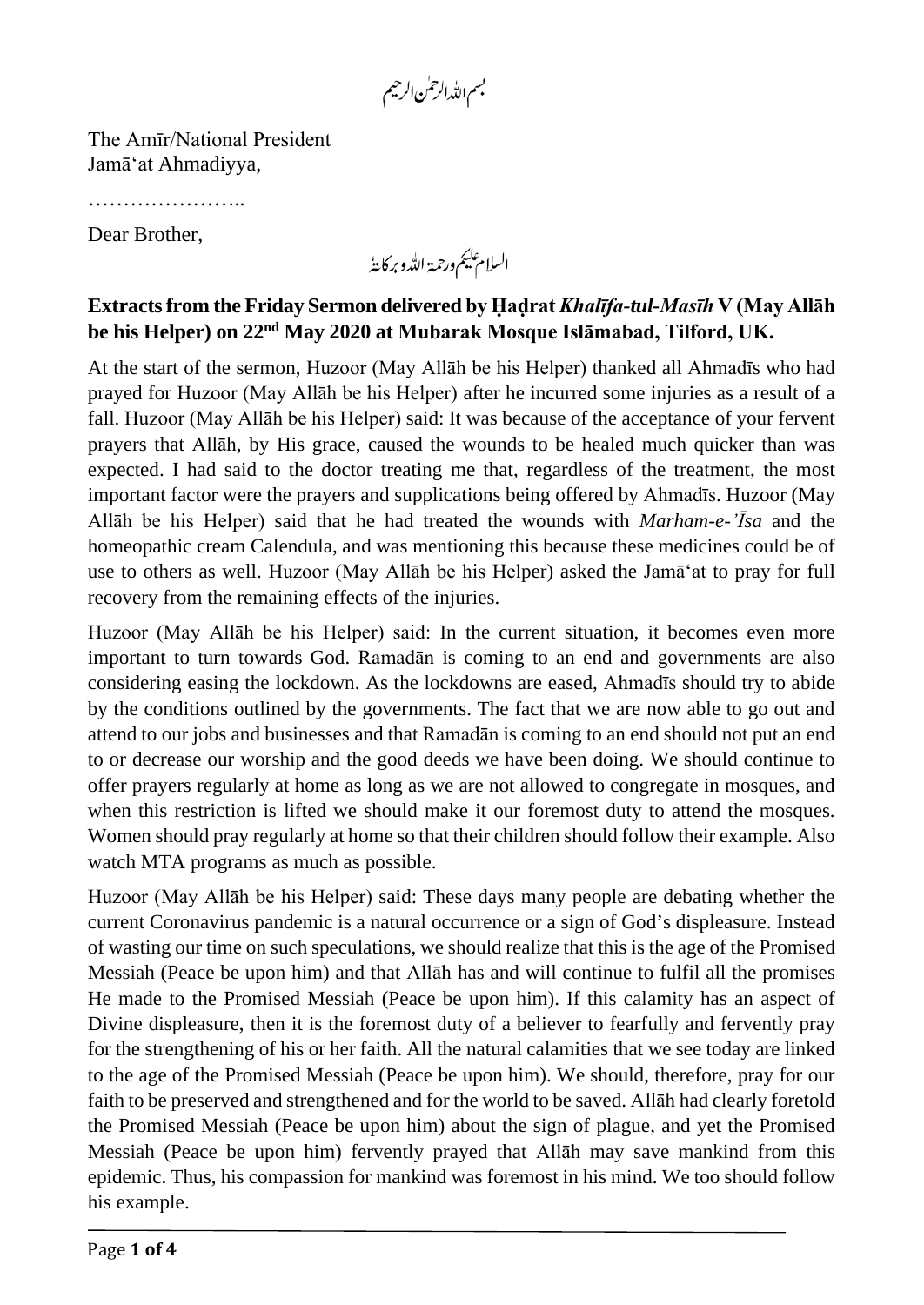بسم اللہ الرحمٰن الرحیم

The Amīr/National President
Jamā'at Ahmadiyya,

……………………

Dear Brother,

السلام علیکم ورحمۃ اللہ وبرکاتہٗ

**Extracts from the Friday Sermon delivered by Ḥaḍrat *Khalīfa-tul-Masīḥ* V (May Allāh be his Helper) on 22nd May 2020 at Mubarak Mosque Islāmabad, Tilford, UK.**

At the start of the sermon, Huzoor (May Allāh be his Helper) thanked all Ahmadīs who had prayed for Huzoor (May Allāh be his Helper) after he incurred some injuries as a result of a fall. Huzoor (May Allāh be his Helper) said: It was because of the acceptance of your fervent prayers that Allāh, by His grace, caused the wounds to be healed much quicker than was expected. I had said to the doctor treating me that, regardless of the treatment, the most important factor were the prayers and supplications being offered by Ahmadīs. Huzoor (May Allāh be his Helper) said that he had treated the wounds with *Marham-e-'Īsa* and the homeopathic cream Calendula, and was mentioning this because these medicines could be of use to others as well. Huzoor (May Allāh be his Helper) asked the Jamā'at to pray for full recovery from the remaining effects of the injuries.

Huzoor (May Allāh be his Helper) said: In the current situation, it becomes even more important to turn towards God. Ramadān is coming to an end and governments are also considering easing the lockdown. As the lockdowns are eased, Ahmadīs should try to abide by the conditions outlined by the governments. The fact that we are now able to go out and attend to our jobs and businesses and that Ramadān is coming to an end should not put an end to or decrease our worship and the good deeds we have been doing. We should continue to offer prayers regularly at home as long as we are not allowed to congregate in mosques, and when this restriction is lifted we should make it our foremost duty to attend the mosques. Women should pray regularly at home so that their children should follow their example. Also watch MTA programs as much as possible.

Huzoor (May Allāh be his Helper) said: These days many people are debating whether the current Coronavirus pandemic is a natural occurrence or a sign of God's displeasure. Instead of wasting our time on such speculations, we should realize that this is the age of the Promised Messiah (Peace be upon him) and that Allāh has and will continue to fulfil all the promises He made to the Promised Messiah (Peace be upon him). If this calamity has an aspect of Divine displeasure, then it is the foremost duty of a believer to fearfully and fervently pray for the strengthening of his or her faith. All the natural calamities that we see today are linked to the age of the Promised Messiah (Peace be upon him). We should, therefore, pray for our faith to be preserved and strengthened and for the world to be saved. Allāh had clearly foretold the Promised Messiah (Peace be upon him) about the sign of plague, and yet the Promised Messiah (Peace be upon him) fervently prayed that Allāh may save mankind from this epidemic. Thus, his compassion for mankind was foremost in his mind. We too should follow his example.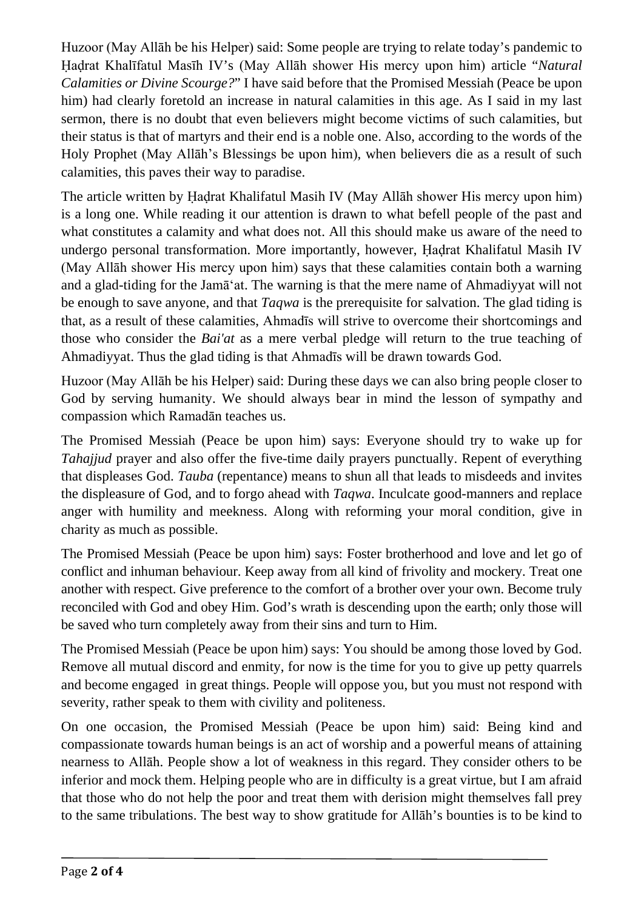Huzoor (May Allāh be his Helper) said: Some people are trying to relate today's pandemic to Ḥaḍrat Khalīfatul Masīh IV's (May Allāh shower His mercy upon him) article "*Natural Calamities or Divine Scourge?*" I have said before that the Promised Messiah (Peace be upon him) had clearly foretold an increase in natural calamities in this age. As I said in my last sermon, there is no doubt that even believers might become victims of such calamities, but their status is that of martyrs and their end is a noble one. Also, according to the words of the Holy Prophet (May Allāh's Blessings be upon him), when believers die as a result of such calamities, this paves their way to paradise.

The article written by Ḥaḍrat Khalifatul Masih IV (May Allāh shower His mercy upon him) is a long one. While reading it our attention is drawn to what befell people of the past and what constitutes a calamity and what does not. All this should make us aware of the need to undergo personal transformation. More importantly, however, Ḥaḍrat Khalifatul Masih IV (May Allāh shower His mercy upon him) says that these calamities contain both a warning and a glad-tiding for the Jamā'at. The warning is that the mere name of Ahmadiyyat will not be enough to save anyone, and that *Taqwa* is the prerequisite for salvation. The glad tiding is that, as a result of these calamities, Ahmadīs will strive to overcome their shortcomings and those who consider the *Bai'at* as a mere verbal pledge will return to the true teaching of Ahmadiyyat. Thus the glad tiding is that Ahmadīs will be drawn towards God.

Huzoor (May Allāh be his Helper) said: During these days we can also bring people closer to God by serving humanity. We should always bear in mind the lesson of sympathy and compassion which Ramadān teaches us.

The Promised Messiah (Peace be upon him) says: Everyone should try to wake up for *Tahajjud* prayer and also offer the five-time daily prayers punctually. Repent of everything that displeases God. *Tauba* (repentance) means to shun all that leads to misdeeds and invites the displeasure of God, and to forgo ahead with *Taqwa*. Inculcate good-manners and replace anger with humility and meekness. Along with reforming your moral condition, give in charity as much as possible.

The Promised Messiah (Peace be upon him) says: Foster brotherhood and love and let go of conflict and inhuman behaviour. Keep away from all kind of frivolity and mockery. Treat one another with respect. Give preference to the comfort of a brother over your own. Become truly reconciled with God and obey Him. God's wrath is descending upon the earth; only those will be saved who turn completely away from their sins and turn to Him.

The Promised Messiah (Peace be upon him) says: You should be among those loved by God. Remove all mutual discord and enmity, for now is the time for you to give up petty quarrels and become engaged in great things. People will oppose you, but you must not respond with severity, rather speak to them with civility and politeness.

On one occasion, the Promised Messiah (Peace be upon him) said: Being kind and compassionate towards human beings is an act of worship and a powerful means of attaining nearness to Allāh. People show a lot of weakness in this regard. They consider others to be inferior and mock them. Helping people who are in difficulty is a great virtue, but I am afraid that those who do not help the poor and treat them with derision might themselves fall prey to the same tribulations. The best way to show gratitude for Allāh's bounties is to be kind to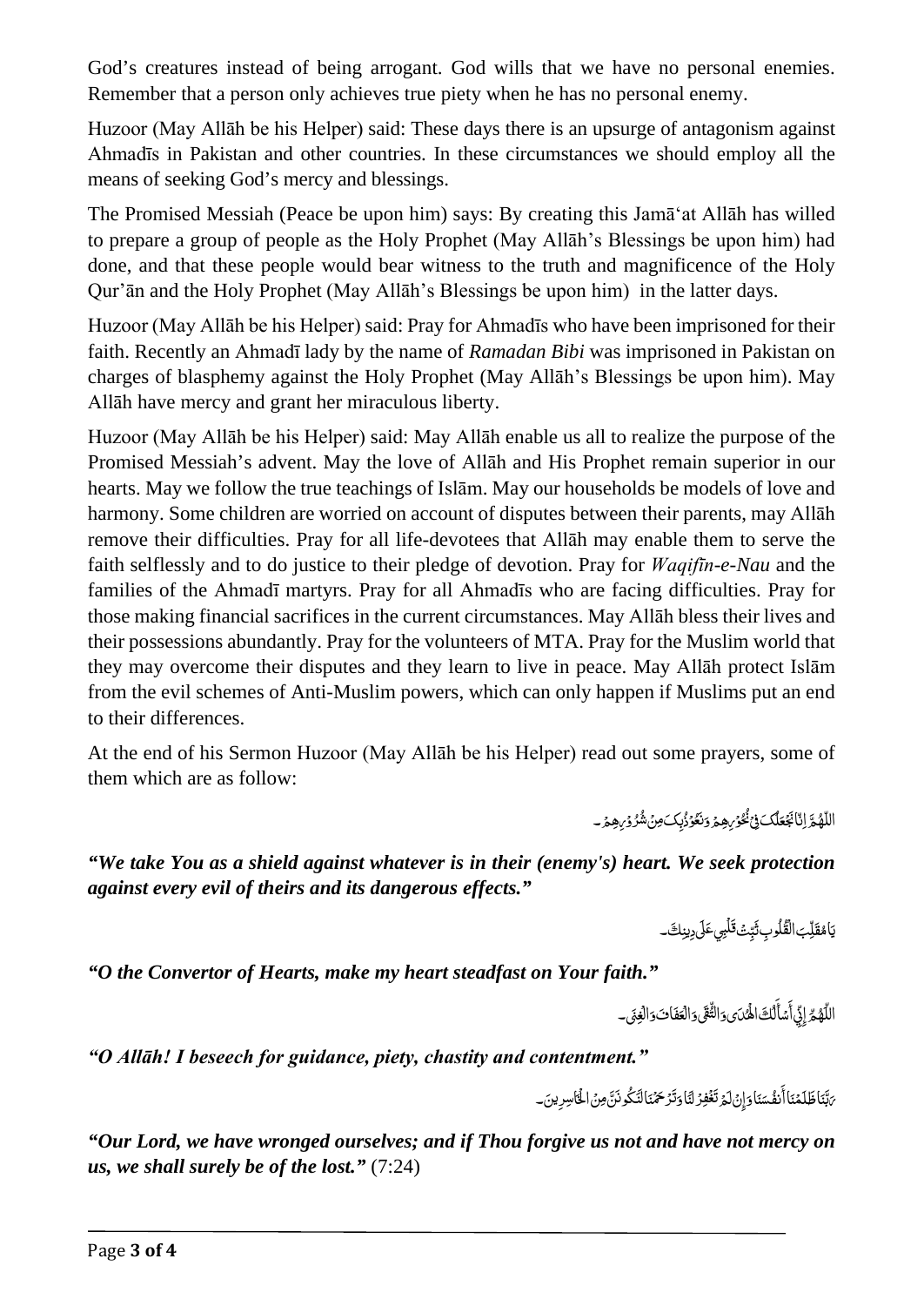God's creatures instead of being arrogant. God wills that we have no personal enemies. Remember that a person only achieves true piety when he has no personal enemy.

Huzoor (May Allāh be his Helper) said: These days there is an upsurge of antagonism against Ahmadīs in Pakistan and other countries. In these circumstances we should employ all the means of seeking God's mercy and blessings.

The Promised Messiah (Peace be upon him) says: By creating this Jamā'at Allāh has willed to prepare a group of people as the Holy Prophet (May Allāh's Blessings be upon him) had done, and that these people would bear witness to the truth and magnificence of the Holy Qur'ān and the Holy Prophet (May Allāh's Blessings be upon him) in the latter days.

Huzoor (May Allāh be his Helper) said: Pray for Ahmadīs who have been imprisoned for their faith. Recently an Ahmadī lady by the name of *Ramadan Bibi* was imprisoned in Pakistan on charges of blasphemy against the Holy Prophet (May Allāh's Blessings be upon him). May Allāh have mercy and grant her miraculous liberty.

Huzoor (May Allāh be his Helper) said: May Allāh enable us all to realize the purpose of the Promised Messiah's advent. May the love of Allāh and His Prophet remain superior in our hearts. May we follow the true teachings of Islām. May our households be models of love and harmony. Some children are worried on account of disputes between their parents, may Allāh remove their difficulties. Pray for all life-devotees that Allāh may enable them to serve the faith selflessly and to do justice to their pledge of devotion. Pray for *Waqifīn-e-Nau* and the families of the Ahmadī martyrs. Pray for all Ahmadīs who are facing difficulties. Pray for those making financial sacrifices in the current circumstances. May Allāh bless their lives and their possessions abundantly. Pray for the volunteers of MTA. Pray for the Muslim world that they may overcome their disputes and they learn to live in peace. May Allāh protect Islām from the evil schemes of Anti-Muslim powers, which can only happen if Muslims put an end to their differences.

At the end of his Sermon Huzoor (May Allāh be his Helper) read out some prayers, some of them which are as follow:

اللّٰهُمَّ اِنَّا نَجْعَلُكَ فِيْ نُحُوْرِهِمْ وَنَعُوْذُبِكَ مِنْ شُرُوْرِهِمْ۔

***"We take You as a shield against whatever is in their (enemy's) heart. We seek protection against every evil of theirs and its dangerous effects."***

يَامُقَلِّبَ الْقُلُوْبِ ثَبِّتْ قَلْبِيْ عَلٰى دِيْنِكَ۔

***"O the Convertor of Hearts, make my heart steadfast on Your faith."***

اللّٰهُمَّ إِنِّيْ أَسْأَلُكَ الْهُدٰى وَالتُّقٰى وَالْعَفَافَ وَالْغِنٰى۔

***"O Allāh! I beseech for guidance, piety, chastity and contentment."***

رَبَّنَا ظَلَمْنَا أَنْفُسَنَا وَإِنْ لَمْ تَغْفِرْ لَنَا وَتَرْحَمْنَا لَنَكُوْنَنَّ مِنَ الْخَاسِرِيْنَ۔

***"Our Lord, we have wronged ourselves; and if Thou forgive us not and have not mercy on us, we shall surely be of the lost."*** (7:24)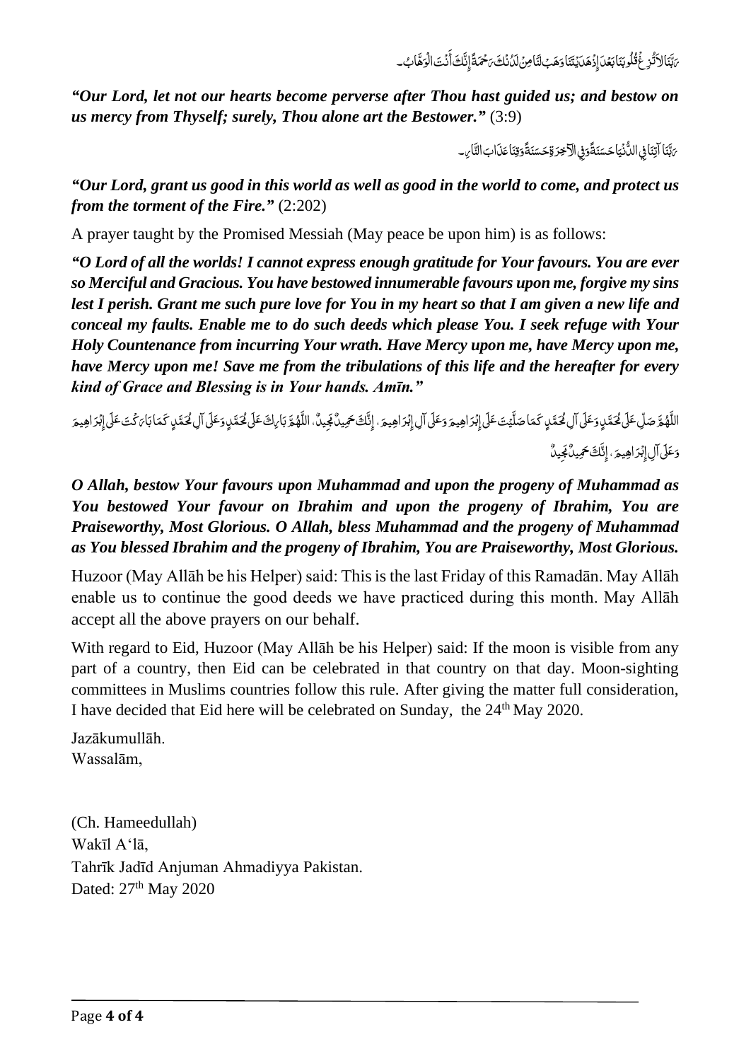رَبَّنَا لَا تُزِغْ قُلُوبَنَا بَعْدَ إِذْ هَدَيْتَنَا وَهَبْ لَنَا مِنْ لَدُنْكَ رَحْمَةً إِنَّكَ أَنْتَ الْوَهَّابُ۔

***"Our Lord, let not our hearts become perverse after Thou hast guided us; and bestow on us mercy from Thyself; surely, Thou alone art the Bestower."*** (3:9)

رَبَّنَا آتِنَا فِي الدُّنْيَا حَسَنَةً وَفِي الْآخِرَةِ حَسَنَةً وَقِنَا عَذَابَ النَّارِ۔

***"Our Lord, grant us good in this world as well as good in the world to come, and protect us from the torment of the Fire."*** (2:202)

A prayer taught by the Promised Messiah (May peace be upon him) is as follows:

***"O Lord of all the worlds! I cannot express enough gratitude for Your favours. You are ever so Merciful and Gracious. You have bestowed innumerable favours upon me, forgive my sins lest I perish. Grant me such pure love for You in my heart so that I am given a new life and conceal my faults. Enable me to do such deeds which please You. I seek refuge with Your Holy Countenance from incurring Your wrath. Have Mercy upon me, have Mercy upon me, have Mercy upon me! Save me from the tribulations of this life and the hereafter for every kind of Grace and Blessing is in Your hands. Amīn."***

اللَّهُمَّ صَلِّ عَلَى مُحَمَّدٍ وَعَلَى آلِ مُحَمَّدٍ كَمَا صَلَّيْتَ عَلَى إِبْرَاهِيمَ وَعَلَى آلِ إِبْرَاهِيمَ، إِنَّكَ حَمِيدٌ مَجِيدٌ. اللَّهُمَّ بَارِكْ عَلَى مُحَمَّدٍ وَعَلَى آلِ مُحَمَّدٍ كَمَا بَارَكْتَ عَلَى إِبْرَاهِيمَ وَعَلَى آلِ إِبْرَاهِيمَ، إِنَّكَ حَمِيدٌ مَجِيدٌ

***O Allah, bestow Your favours upon Muhammad and upon the progeny of Muhammad as You bestowed Your favour on Ibrahim and upon the progeny of Ibrahim, You are Praiseworthy, Most Glorious. O Allah, bless Muhammad and the progeny of Muhammad as You blessed Ibrahim and the progeny of Ibrahim, You are Praiseworthy, Most Glorious.***

Huzoor (May Allāh be his Helper) said: This is the last Friday of this Ramadān. May Allāh enable us to continue the good deeds we have practiced during this month. May Allāh accept all the above prayers on our behalf.

With regard to Eid, Huzoor (May Allāh be his Helper) said: If the moon is visible from any part of a country, then Eid can be celebrated in that country on that day. Moon-sighting committees in Muslims countries follow this rule. After giving the matter full consideration, I have decided that Eid here will be celebrated on Sunday, the 24th May 2020.

Jazākumullāh.
Wassalām,

(Ch. Hameedullah)
Wakīl A'lā,
Tahrīk Jadīd Anjuman Ahmadiyya Pakistan.
Dated: 27th May 2020